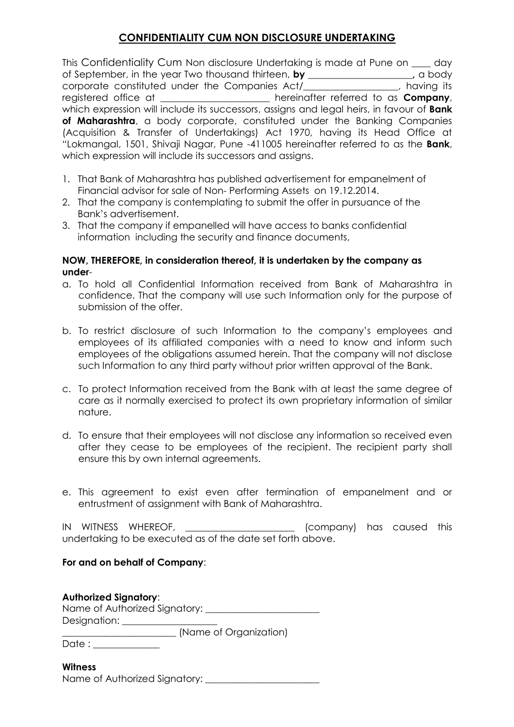## CONFIDENTIALITY CUM NON DISCLOSURE UNDERTAKING

This Confidentiality Cum Non disclosure Undertaking is made at Pune on ____ day of September, in the year Two thousand thirteen, **by ______________________,** a body corporate constituted under the Companies Act/____________________, having its registered office at ______________________ hereinafter referred to as **Company**, which expression will include its successors, assigns and legal heirs, in favour of **Bank of Maharashtra**, a body corporate, constituted under the Banking Companies (Acquisition & Transfer of Undertakings) Act 1970, having its Head Office at "Lokmangal, 1501, Shivaji Nagar, Pune -411005 hereinafter referred to as the **Bank**, which expression will include its successors and assigns.

1. That Bank of Maharashtra has published advertisement for empanelment of Financial advisor for sale of Non- Performing Assets on 19.12.2014.
2. That the company is contemplating to submit the offer in pursuance of the Bank's advertisement.
3. That the company if empanelled will have access to banks confidential information including the security and finance documents,

**NOW, THEREFORE, in consideration thereof, it is undertaken by the company as under**-

a. To hold all Confidential Information received from Bank of Maharashtra in confidence. That the company will use such Information only for the purpose of submission of the offer.

b. To restrict disclosure of such Information to the company's employees and employees of its affiliated companies with a need to know and inform such employees of the obligations assumed herein. That the company will not disclose such Information to any third party without prior written approval of the Bank.

c. To protect Information received from the Bank with at least the same degree of care as it normally exercised to protect its own proprietary information of similar nature.

d. To ensure that their employees will not disclose any information so received even after they cease to be employees of the recipient. The recipient party shall ensure this by own internal agreements.

e. This agreement to exist even after termination of empanelment and or entrustment of assignment with Bank of Maharashtra.

IN WITNESS WHEREOF, _______________________ (company) has caused this undertaking to be executed as of the date set forth above.

**For and on behalf of Company**:

**Authorized Signatory**:
Name of Authorized Signatory: ________________________
Designation: ____________________
________________________ (Name of Organization)
Date : ______________

**Witness**
Name of Authorized Signatory: ________________________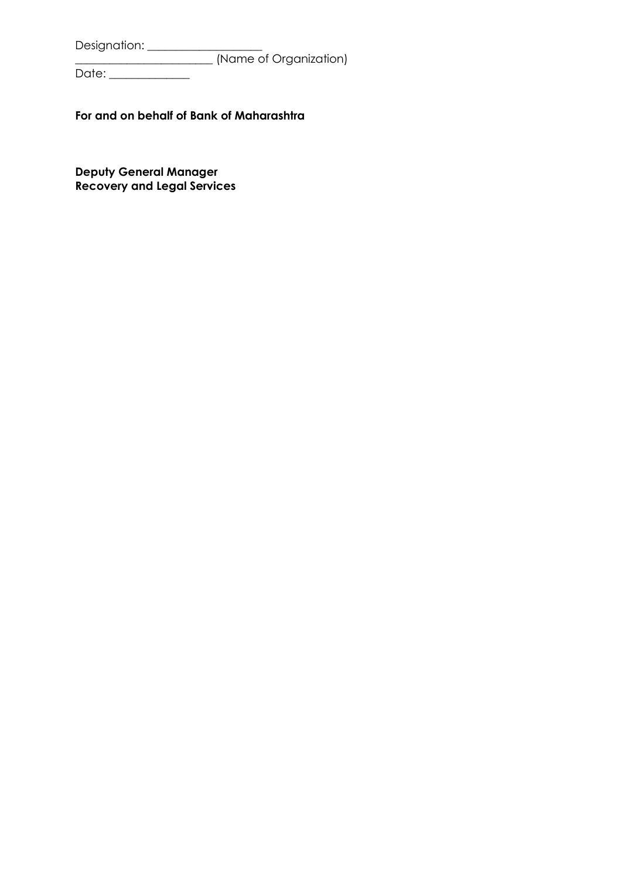Designation: ____________________
________________________ (Name of Organization)
Date: ______________

**For and on behalf of Bank of Maharashtra**

**Deputy General Manager**
**Recovery and Legal Services**